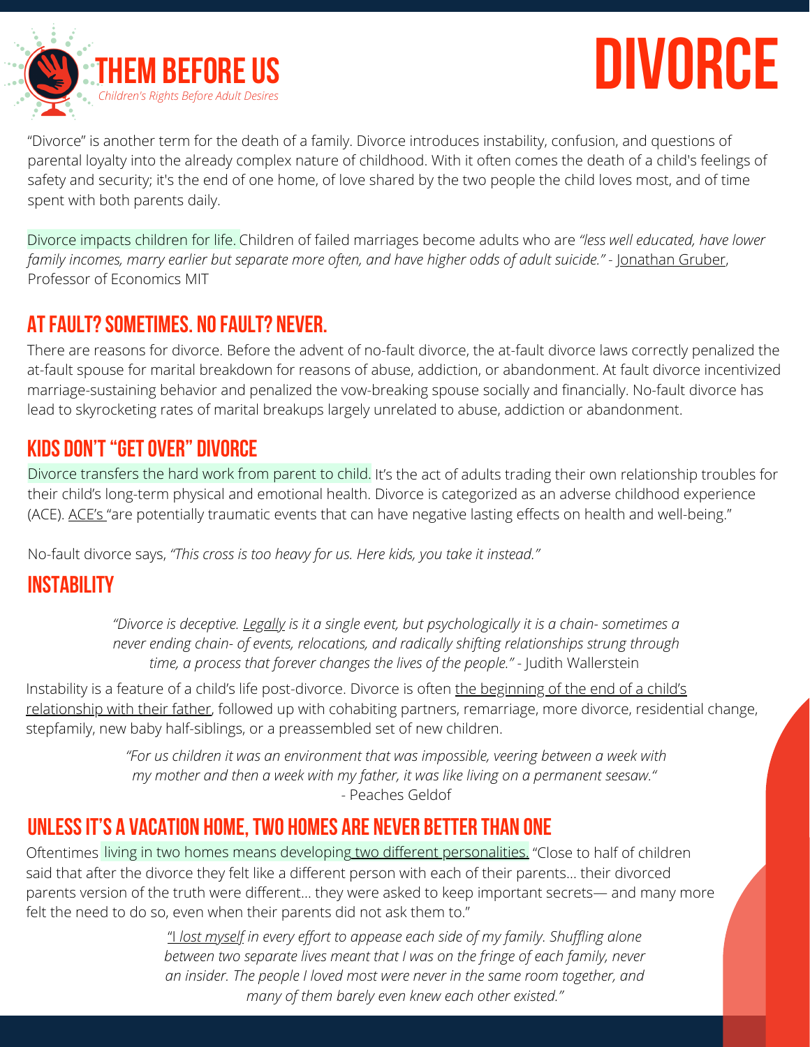# THEM BEFORE US

*Children's Rights Before Adult Desires*

# DIVORCE

"Divorce" is another term for the death of a family. Divorce introduces instability, confusion, and questions of parental loyalty into the already complex nature of childhood. With it often comes the death of a child's feelings of safety and security; it's the end of one home, of love shared by the two people the child loves most, and of time spent with both parents daily.

Divorce impacts children for life. Children of failed marriages become adults who are *"less well educated, have lower family incomes, marry earlier but separate more often, and have higher odds of adult suicide."* - Jonathan Gruber, Professor of Economics MIT

## AT FAULT? SOMETIMES. NO FAULT? NEVER.

There are reasons for divorce. Before the advent of no-fault divorce, the at-fault divorce laws correctly penalized the at-fault spouse for marital breakdown for reasons of abuse, addiction, or abandonment. At fault divorce incentivized marriage-sustaining behavior and penalized the vow-breaking spouse socially and financially. No-fault divorce has lead to skyrocketing rates of marital breakups largely unrelated to abuse, addiction or abandonment.

## KIDS DON'T "GET OVER" DIVORCE

Divorce transfers the hard work from parent to child. It's the act of adults trading their own relationship troubles for their child's long-term physical and emotional health. Divorce is categorized as an adverse childhood experience (ACE). ACE's "are potentially traumatic events that can have negative lasting effects on health and well-being."

No-fault divorce says, *"This cross is too heavy for us. Here kids, you take it instead."*

## INSTABILITY

> *"Divorce is deceptive. Legally is it a single event, but psychologically it is a chain- sometimes a never ending chain- of events, relocations, and radically shifting relationships strung through time, a process that forever changes the lives of the people."* - Judith Wallerstein

Instability is a feature of a child's life post-divorce. Divorce is often the beginning of the end of a child's relationship with their father, followed up with cohabiting partners, remarriage, more divorce, residential change, stepfamily, new baby half-siblings, or a preassembled set of new children.

> *"For us children it was an environment that was impossible, veering between a week with my mother and then a week with my father, it was like living on a permanent seesaw."* - Peaches Geldof

## UNLESS IT'S A VACATION HOME, TWO HOMES ARE NEVER BETTER THAN ONE

Oftentimes living in two homes means developing two different personalities. "Close to half of children said that after the divorce they felt like a different person with each of their parents... their divorced parents version of the truth were different... they were asked to keep important secrets— and many more felt the need to do so, even when their parents did not ask them to."

> *"I lost myself in every effort to appease each side of my family. Shuffling alone between two separate lives meant that I was on the fringe of each family, never an insider. The people I loved most were never in the same room together, and many of them barely even knew each other existed."*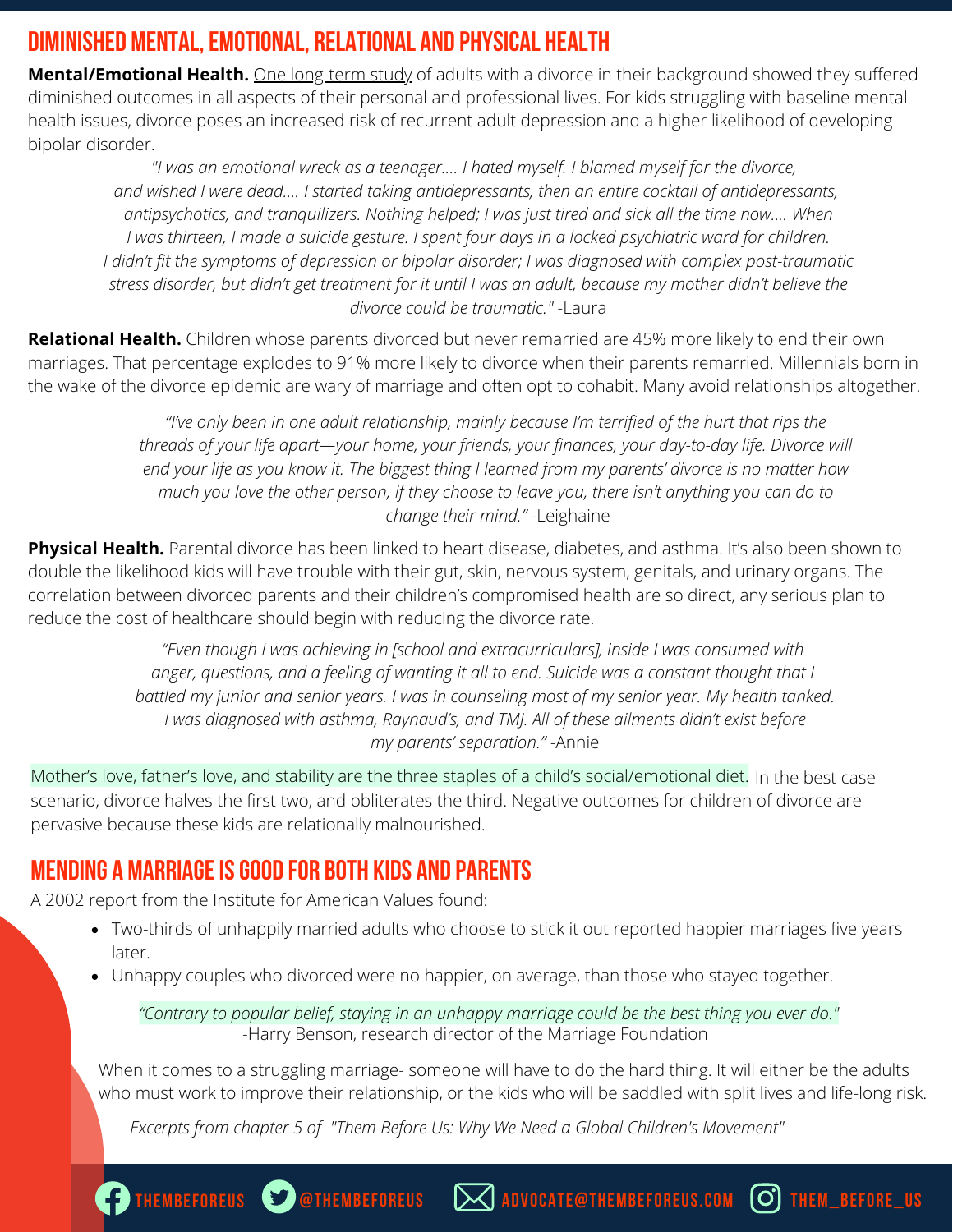## DIMINISHED MENTAL, EMOTIONAL, RELATIONAL AND PHYSICAL HEALTH

**Mental/Emotional Health.** One long-term study of adults with a divorce in their background showed they suffered diminished outcomes in all aspects of their personal and professional lives. For kids struggling with baseline mental health issues, divorce poses an increased risk of recurrent adult depression and a higher likelihood of developing bipolar disorder.

*"I was an emotional wreck as a teenager.... I hated myself. I blamed myself for the divorce, and wished I were dead.... I started taking antidepressants, then an entire cocktail of antidepressants, antipsychotics, and tranquilizers. Nothing helped; I was just tired and sick all the time now.... When I was thirteen, I made a suicide gesture. I spent four days in a locked psychiatric ward for children. I didn't fit the symptoms of depression or bipolar disorder; I was diagnosed with complex post-traumatic stress disorder, but didn't get treatment for it until I was an adult, because my mother didn't believe the divorce could be traumatic."* -Laura

**Relational Health.** Children whose parents divorced but never remarried are 45% more likely to end their own marriages. That percentage explodes to 91% more likely to divorce when their parents remarried. Millennials born in the wake of the divorce epidemic are wary of marriage and often opt to cohabit. Many avoid relationships altogether.

*"I've only been in one adult relationship, mainly because I'm terrified of the hurt that rips the threads of your life apart—your home, your friends, your finances, your day-to-day life. Divorce will end your life as you know it. The biggest thing I learned from my parents' divorce is no matter how much you love the other person, if they choose to leave you, there isn't anything you can do to change their mind."* -Leighaine

**Physical Health.** Parental divorce has been linked to heart disease, diabetes, and asthma. It's also been shown to double the likelihood kids will have trouble with their gut, skin, nervous system, genitals, and urinary organs. The correlation between divorced parents and their children's compromised health are so direct, any serious plan to reduce the cost of healthcare should begin with reducing the divorce rate.

*"Even though I was achieving in [school and extracurriculars], inside I was consumed with anger, questions, and a feeling of wanting it all to end. Suicide was a constant thought that I battled my junior and senior years. I was in counseling most of my senior year. My health tanked. I was diagnosed with asthma, Raynaud's, and TMJ. All of these ailments didn't exist before my parents' separation."* -Annie

Mother's love, father's love, and stability are the three staples of a child's social/emotional diet. In the best case scenario, divorce halves the first two, and obliterates the third. Negative outcomes for children of divorce are pervasive because these kids are relationally malnourished.

## MENDING A MARRIAGE IS GOOD FOR BOTH KIDS AND PARENTS

A 2002 report from the Institute for American Values found:

- Two-thirds of unhappily married adults who choose to stick it out reported happier marriages five years later.
- Unhappy couples who divorced were no happier, on average, than those who stayed together.

*"Contrary to popular belief, staying in an unhappy marriage could be the best thing you ever do."*
-Harry Benson, research director of the Marriage Foundation

When it comes to a struggling marriage- someone will have to do the hard thing. It will either be the adults who must work to improve their relationship, or the kids who will be saddled with split lives and life-long risk.

*Excerpts from chapter 5 of "Them Before Us: Why We Need a Global Children's Movement"*

THEMBEFOREUS @THEMBEFOREUS ADVOCATE@THEMBEFOREUS.COM THEM_BEFORE_US